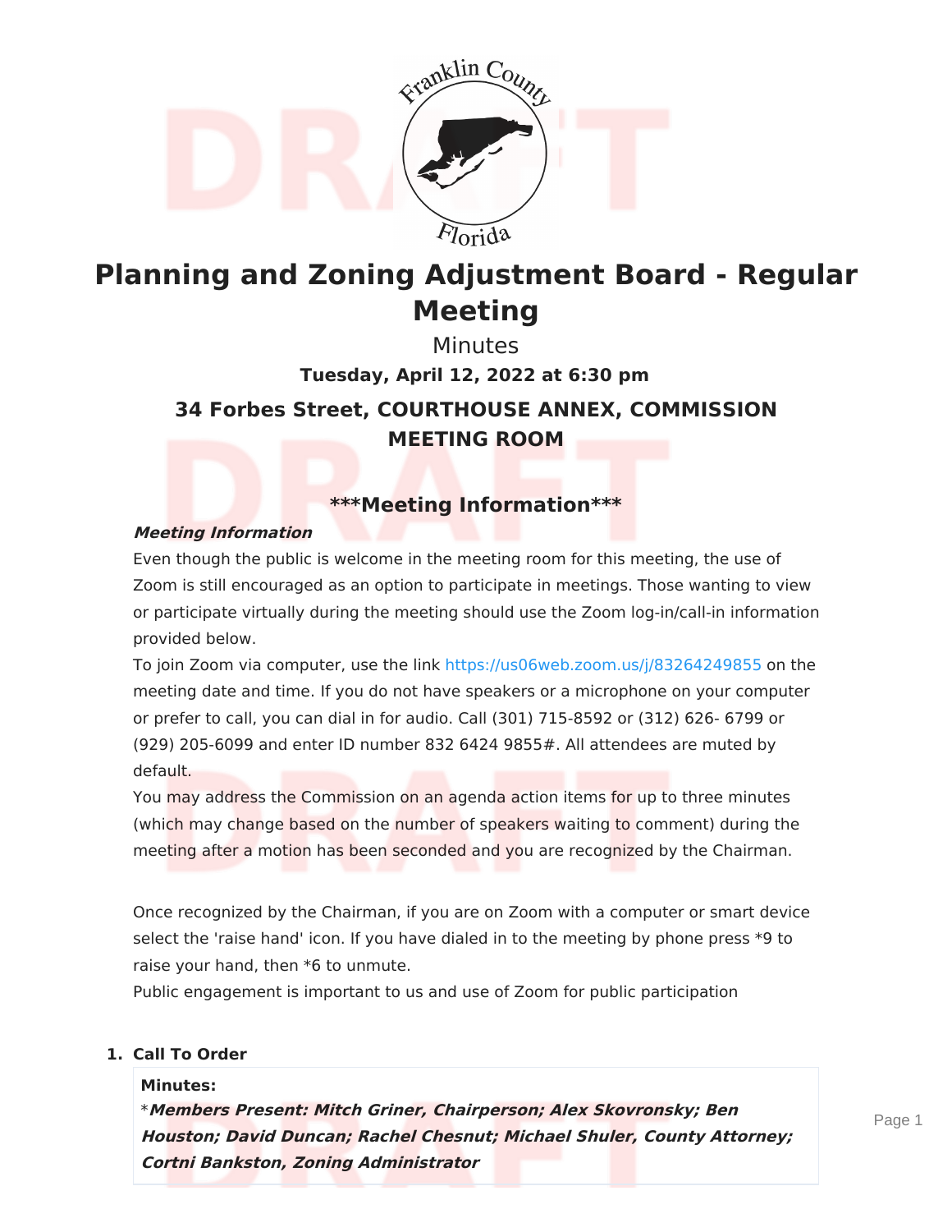# Planning and Zoning Adjustment Board - Regular Meeting

Minutes

**Tuesday, April 12, 2022 at 6:30 pm**

## 34 Forbes Street, COURTHOUSE ANNEX, COMMISSION MEETING ROOM

## ***Meeting Information***

***Meeting Information***

Even though the public is welcome in the meeting room for this meeting, the use of Zoom is still encouraged as an option to participate in meetings. Those wanting to view or participate virtually during the meeting should use the Zoom log-in/call-in information provided below.

To join Zoom via computer, use the link https://us06web.zoom.us/j/83264249855 on the meeting date and time. If you do not have speakers or a microphone on your computer or prefer to call, you can dial in for audio. Call (301) 715-8592 or (312) 626- 6799 or (929) 205-6099 and enter ID number 832 6424 9855#. All attendees are muted by default.

You may address the Commission on an agenda action items for up to three minutes (which may change based on the number of speakers waiting to comment) during the meeting after a motion has been seconded and you are recognized by the Chairman.

Once recognized by the Chairman, if you are on Zoom with a computer or smart device select the 'raise hand' icon. If you have dialed in to the meeting by phone press *9 to raise your hand, then *6 to unmute.

Public engagement is important to us and use of Zoom for public participation

1. **Call To Order**

   **Minutes:**

   ******Members Present: Mitch Griner, Chairperson; Alex Skovronsky; Ben Houston; David Duncan; Rachel Chesnut; Michael Shuler, County Attorney; Cortni Bankston, Zoning Administrator***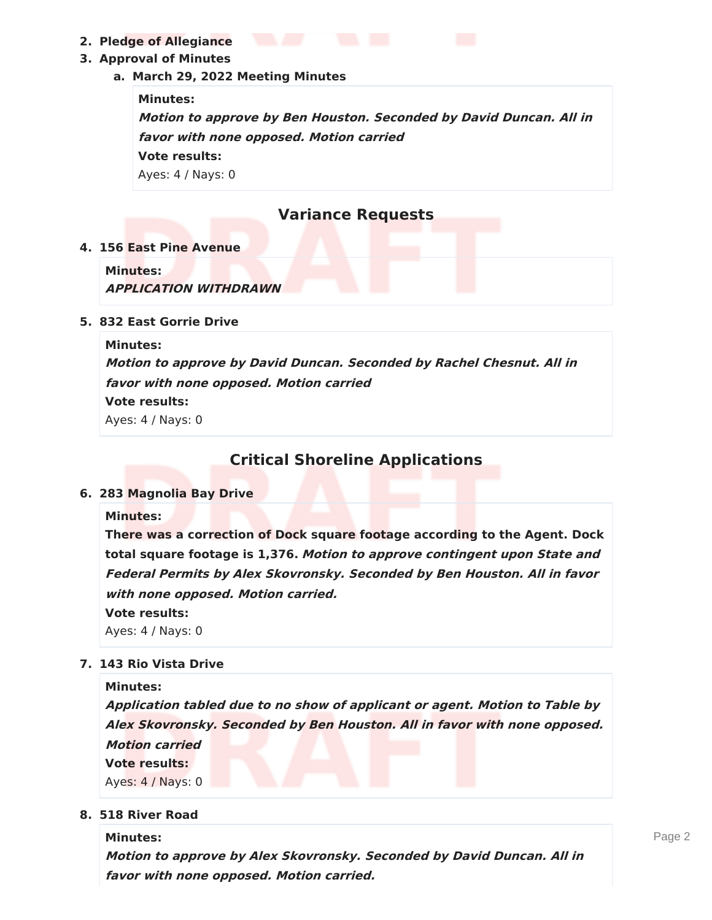2. **Pledge of Allegiance**
3. **Approval of Minutes**
    a. **March 29, 2022 Meeting Minutes**

    **Minutes:**
    ***Motion to approve by Ben Houston. Seconded by David Duncan. All in favor with none opposed. Motion carried***
    **Vote results:**
    Ayes: 4 / Nays: 0

## Variance Requests

4. **156 East Pine Avenue**

    **Minutes:**
    ***APPLICATION WITHDRAWN***

5. **832 East Gorrie Drive**

    **Minutes:**
    ***Motion to approve by David Duncan. Seconded by Rachel Chesnut. All in favor with none opposed. Motion carried***
    **Vote results:**
    Ayes: 4 / Nays: 0

## Critical Shoreline Applications

6. **283 Magnolia Bay Drive**

    **Minutes:**
    **There was a correction of Dock square footage according to the Agent. Dock total square footage is 1,376.** ***Motion to approve contingent upon State and Federal Permits by Alex Skovronsky. Seconded by Ben Houston. All in favor with none opposed. Motion carried.***
    **Vote results:**
    Ayes: 4 / Nays: 0

7. **143 Rio Vista Drive**

    **Minutes:**
    ***Application tabled due to no show of applicant or agent. Motion to Table by Alex Skovronsky. Seconded by Ben Houston. All in favor with none opposed. Motion carried***
    **Vote results:**
    Ayes: 4 / Nays: 0

8. **518 River Road**

    **Minutes:**
    ***Motion to approve by Alex Skovronsky. Seconded by David Duncan. All in favor with none opposed. Motion carried.***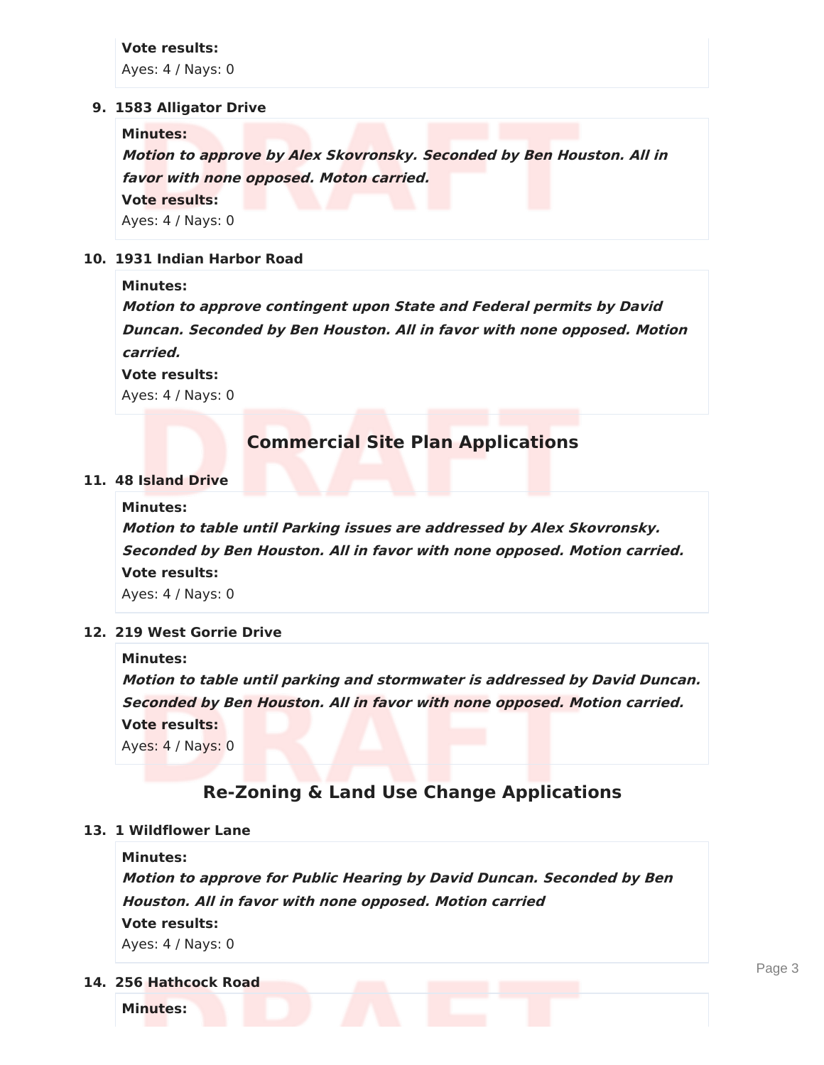**Vote results:**

Ayes: 4 / Nays: 0

9. **1583 Alligator Drive**

**Minutes:**

***Motion to approve by Alex Skovronsky. Seconded by Ben Houston. All in favor with none opposed. Moton carried.***

**Vote results:**

Ayes: 4 / Nays: 0

10. **1931 Indian Harbor Road**

**Minutes:**

***Motion to approve contingent upon State and Federal permits by David Duncan. Seconded by Ben Houston. All in favor with none opposed. Motion carried.***

**Vote results:**

Ayes: 4 / Nays: 0

## Commercial Site Plan Applications

11. **48 Island Drive**

**Minutes:**

***Motion to table until Parking issues are addressed by Alex Skovronsky. Seconded by Ben Houston. All in favor with none opposed. Motion carried.***

**Vote results:**

Ayes: 4 / Nays: 0

12. **219 West Gorrie Drive**

**Minutes:**

***Motion to table until parking and stormwater is addressed by David Duncan. Seconded by Ben Houston. All in favor with none opposed. Motion carried.***

**Vote results:**

Ayes: 4 / Nays: 0

## Re-Zoning & Land Use Change Applications

13. **1 Wildflower Lane**

**Minutes:**

***Motion to approve for Public Hearing by David Duncan. Seconded by Ben Houston. All in favor with none opposed. Motion carried***

**Vote results:**

Ayes: 4 / Nays: 0

14. **256 Hathcock Road**

**Minutes:**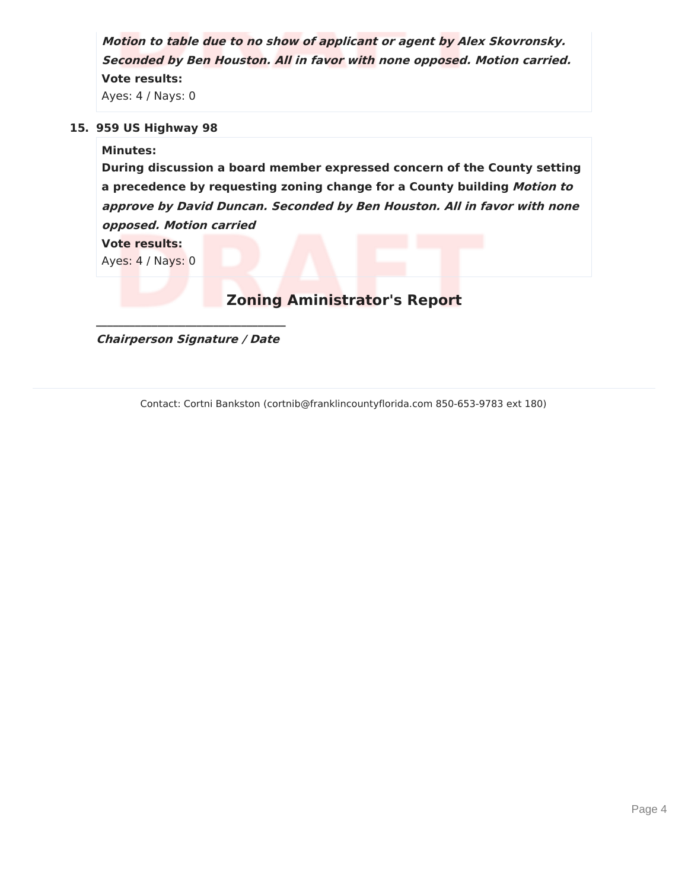***Motion to table due to no show of applicant or agent by Alex Skovronsky. Seconded by Ben Houston. All in favor with none opposed. Motion carried.***

**Vote results:**

Ayes: 4 / Nays: 0

15. **959 US Highway 98**

**Minutes:**

**During discussion a board member expressed concern of the County setting a precedence by requesting zoning change for a County building *Motion to approve by David Duncan. Seconded by Ben Houston. All in favor with none opposed. Motion carried***

**Vote results:**

Ayes: 4 / Nays: 0

## Zoning Aministrator's Report

***______________________________***

***Chairperson Signature / Date***

Contact: Cortni Bankston (cortnib@franklincountyflorida.com 850-653-9783 ext 180)